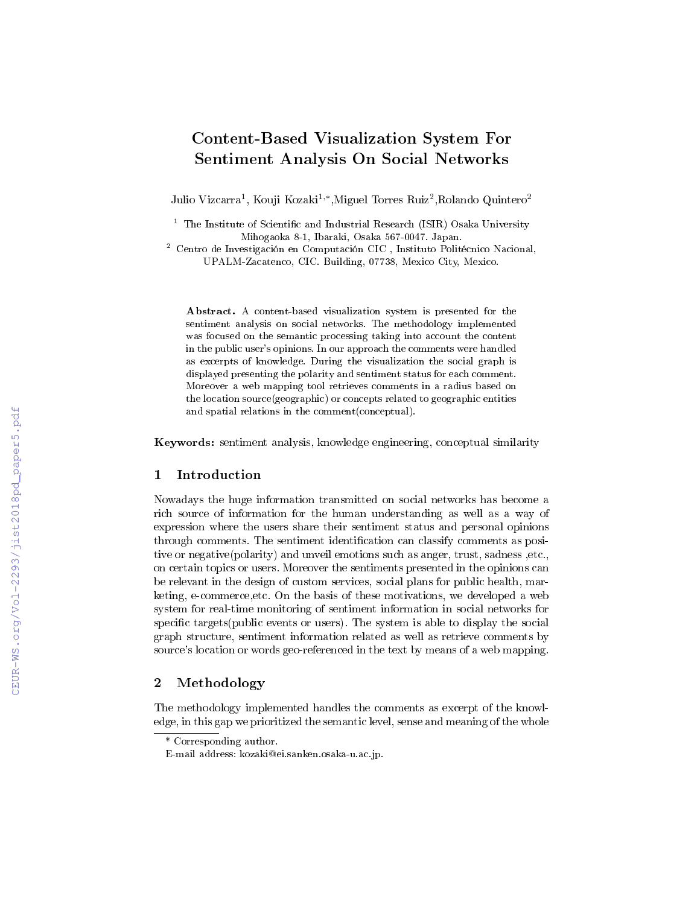# Content-Based Visualization System For Sentiment Analysis On Social Networks

Julio Vizcarra[1], Kouji Kozaki[1,*], Miguel Torres Ruiz[2], Rolando Quintero[2]

[1] The Institute of Scientific and Industrial Research (ISIR) Osaka University Mihogaoka 8-1, Ibaraki, Osaka 567-0047. Japan.

[2] Centro de Investigación en Computación CIC , Instituto Politécnico Nacional, UPALM-Zacatenco, CIC. Building, 07738, Mexico City, Mexico.

**Abstract.** A content-based visualization system is presented for the sentiment analysis on social networks. The methodology implemented was focused on the semantic processing taking into account the content in the public user's opinions. In our approach the comments were handled as excerpts of knowledge. During the visualization the social graph is displayed presenting the polarity and sentiment status for each comment. Moreover a web mapping tool retrieves comments in a radius based on the location source(geographic) or concepts related to geographic entities and spatial relations in the comment(conceptual).

**Keywords:** sentiment analysis, knowledge engineering, conceptual similarity

## 1 Introduction

Nowadays the huge information transmitted on social networks has become a rich source of information for the human understanding as well as a way of expression where the users share their sentiment status and personal opinions through comments. The sentiment identification can classify comments as positive or negative(polarity) and unveil emotions such as anger, trust, sadness ,etc., on certain topics or users. Moreover the sentiments presented in the opinions can be relevant in the design of custom services, social plans for public health, marketing, e-commerce,etc. On the basis of these motivations, we developed a web system for real-time monitoring of sentiment information in social networks for specific targets(public events or users). The system is able to display the social graph structure, sentiment information related as well as retrieve comments by source's location or words geo-referenced in the text by means of a web mapping.

## 2 Methodology

The methodology implemented handles the comments as excerpt of the knowledge, in this gap we prioritized the semantic level, sense and meaning of the whole

---

* Corresponding author.
E-mail address: kozaki@ei.sanken.osaka-u.ac.jp.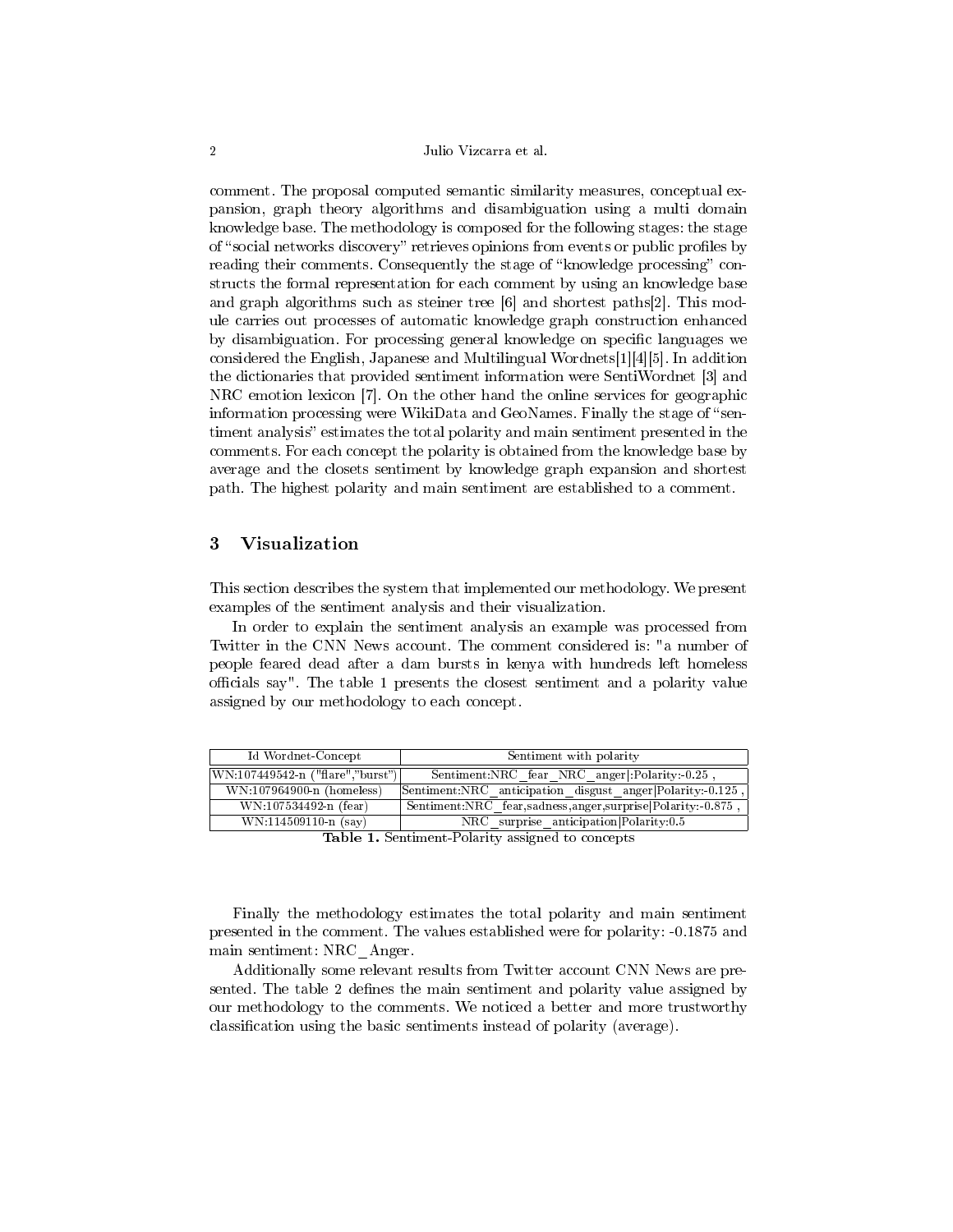comment. The proposal computed semantic similarity measures, conceptual expansion, graph theory algorithms and disambiguation using a multi domain knowledge base. The methodology is composed for the following stages: the stage of "social networks discovery" retrieves opinions from events or public profiles by reading their comments. Consequently the stage of "knowledge processing" constructs the formal representation for each comment by using an knowledge base and graph algorithms such as steiner tree [6] and shortest paths[2]. This module carries out processes of automatic knowledge graph construction enhanced by disambiguation. For processing general knowledge on specific languages we considered the English, Japanese and Multilingual Wordnets[1][4][5]. In addition the dictionaries that provided sentiment information were SentiWordnet [3] and NRC emotion lexicon [7]. On the other hand the online services for geographic information processing were WikiData and GeoNames. Finally the stage of "sentiment analysis" estimates the total polarity and main sentiment presented in the comments. For each concept the polarity is obtained from the knowledge base by average and the closets sentiment by knowledge graph expansion and shortest path. The highest polarity and main sentiment are established to a comment.

## 3 Visualization

This section describes the system that implemented our methodology. We present examples of the sentiment analysis and their visualization.

In order to explain the sentiment analysis an example was processed from Twitter in the CNN News account. The comment considered is: "a number of people feared dead after a dam bursts in kenya with hundreds left homeless officials say". The table 1 presents the closest sentiment and a polarity value assigned by our methodology to each concept.

| Id Wordnet-Concept | Sentiment with polarity |
|---|---|
| WN:107449542-n ("flare","burst") | Sentiment:NRC_fear_NRC_anger\|:Polarity:-0.25 , |
| WN:107964900-n (homeless) | Sentiment:NRC_anticipation_disgust_anger\|Polarity:-0.125 , |
| WN:107534492-n (fear) | Sentiment:NRC_fear,sadness,anger,surprise\|Polarity:-0.875 , |
| WN:114509110-n (say) | NRC_surprise_anticipation\|Polarity:0.5 |

**Table 1.** Sentiment-Polarity assigned to concepts

Finally the methodology estimates the total polarity and main sentiment presented in the comment. The values established were for polarity: -0.1875 and main sentiment: NRC_Anger.

Additionally some relevant results from Twitter account CNN News are presented. The table 2 defines the main sentiment and polarity value assigned by our methodology to the comments. We noticed a better and more trustworthy classification using the basic sentiments instead of polarity (average).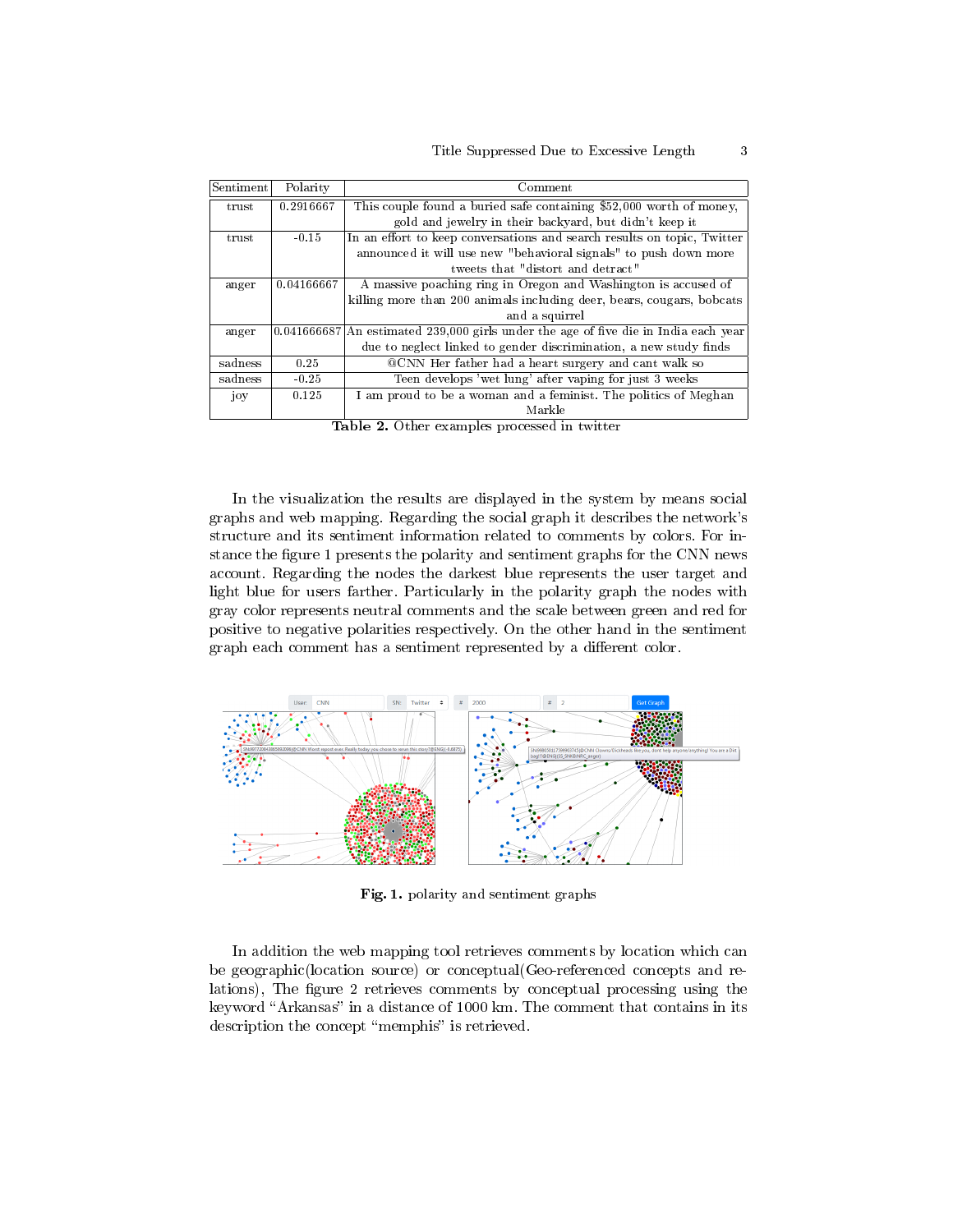| Sentiment | Polarity | Comment |
|---|---|---|
| trust | 0.2916667 | This couple found a buried safe containing $52,000 worth of money, gold and jewelry in their backyard, but didn't keep it |
| trust | -0.15 | In an effort to keep conversations and search results on topic, Twitter announced it will use new "behavioral signals" to push down more tweets that "distort and detract" |
| anger | 0.04166667 | A massive poaching ring in Oregon and Washington is accused of killing more than 200 animals including deer, bears, cougars, bobcats and a squirrel |
| anger | 0.041666687 | An estimated 239,000 girls under the age of five die in India each year due to neglect linked to gender discrimination, a new study finds |
| sadness | 0.25 | @CNN Her father had a heart surgery and cant walk so |
| sadness | -0.25 | Teen develops 'wet lung' after vaping for just 3 weeks |
| joy | 0.125 | I am proud to be a woman and a feminist. The politics of Meghan Markle |

**Table 2.** Other examples processed in twitter

In the visualization the results are displayed in the system by means social graphs and web mapping. Regarding the social graph it describes the network's structure and its sentiment information related to comments by colors. For instance the figure 1 presents the polarity and sentiment graphs for the CNN news account. Regarding the nodes the darkest blue represents the user target and light blue for users farther. Particularly in the polarity graph the nodes with gray color represents neutral comments and the scale between green and red for positive to negative polarities respectively. On the other hand in the sentiment graph each comment has a sentiment represented by a different color.

**Fig. 1.** polarity and sentiment graphs

In addition the web mapping tool retrieves comments by location which can be geographic(location source) or conceptual(Geo-referenced concepts and relations), The figure 2 retrieves comments by conceptual processing using the keyword "Arkansas" in a distance of 1000 km. The comment that contains in its description the concept "memphis" is retrieved.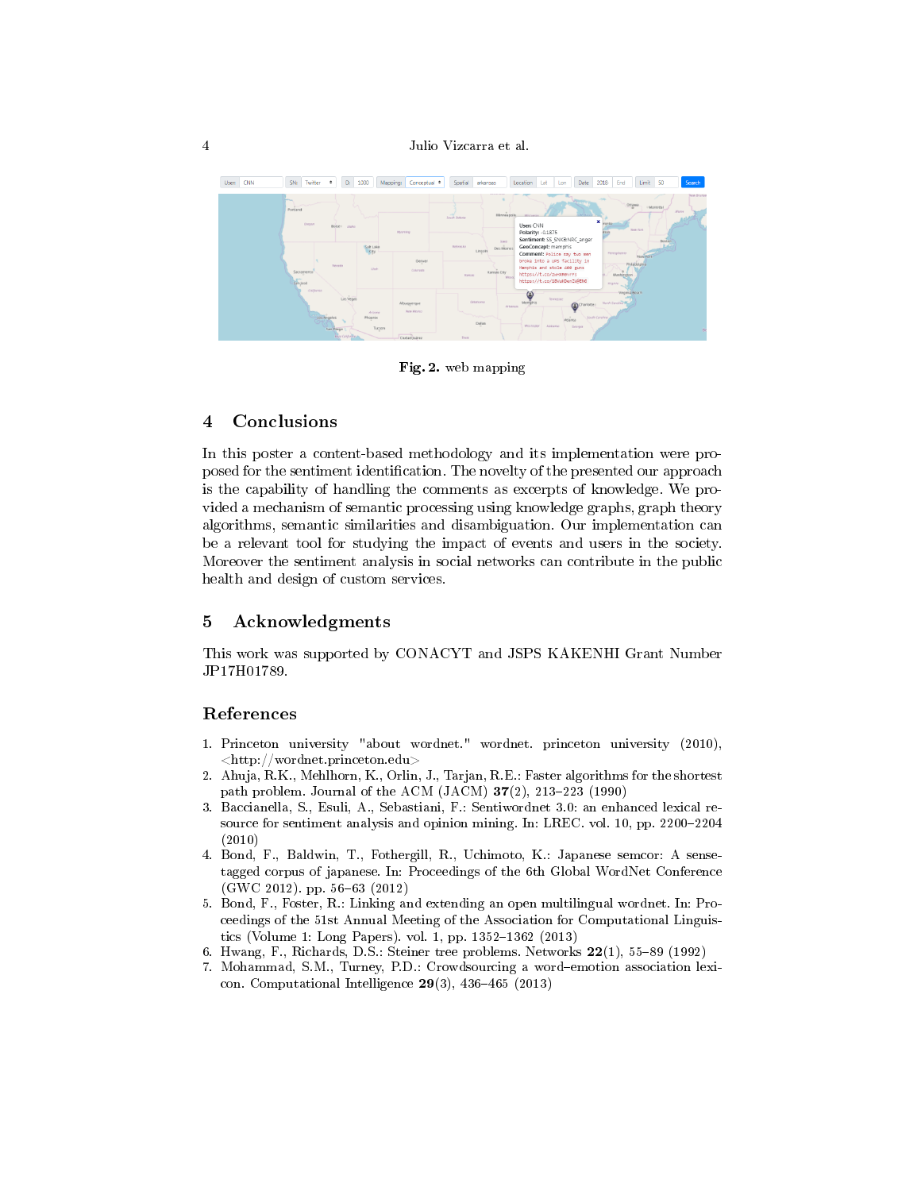Fig. 2. web mapping

## 4 Conclusions

In this poster a content-based methodology and its implementation were proposed for the sentiment identification. The novelty of the presented our approach is the capability of handling the comments as excerpts of knowledge. We provided a mechanism of semantic processing using knowledge graphs, graph theory algorithms, semantic similarities and disambiguation. Our implementation can be a relevant tool for studying the impact of events and users in the society. Moreover the sentiment analysis in social networks can contribute in the public health and design of custom services.

## 5 Acknowledgments

This work was supported by CONACYT and JSPS KAKENHI Grant Number JP17H01789.

## References

1. Princeton university "about wordnet." wordnet. princeton university (2010), <http://wordnet.princeton.edu>
2. Ahuja, R.K., Mehlhorn, K., Orlin, J., Tarjan, R.E.: Faster algorithms for the shortest path problem. Journal of the ACM (JACM) **37**(2), 213–223 (1990)
3. Baccianella, S., Esuli, A., Sebastiani, F.: Sentiwordnet 3.0: an enhanced lexical resource for sentiment analysis and opinion mining. In: LREC. vol. 10, pp. 2200–2204 (2010)
4. Bond, F., Baldwin, T., Fothergill, R., Uchimoto, K.: Japanese semcor: A sense-tagged corpus of japanese. In: Proceedings of the 6th Global WordNet Conference (GWC 2012). pp. 56–63 (2012)
5. Bond, F., Foster, R.: Linking and extending an open multilingual wordnet. In: Proceedings of the 51st Annual Meeting of the Association for Computational Linguistics (Volume 1: Long Papers). vol. 1, pp. 1352–1362 (2013)
6. Hwang, F., Richards, D.S.: Steiner tree problems. Networks **22**(1), 55–89 (1992)
7. Mohammad, S.M., Turney, P.D.: Crowdsourcing a word–emotion association lexicon. Computational Intelligence **29**(3), 436–465 (2013)